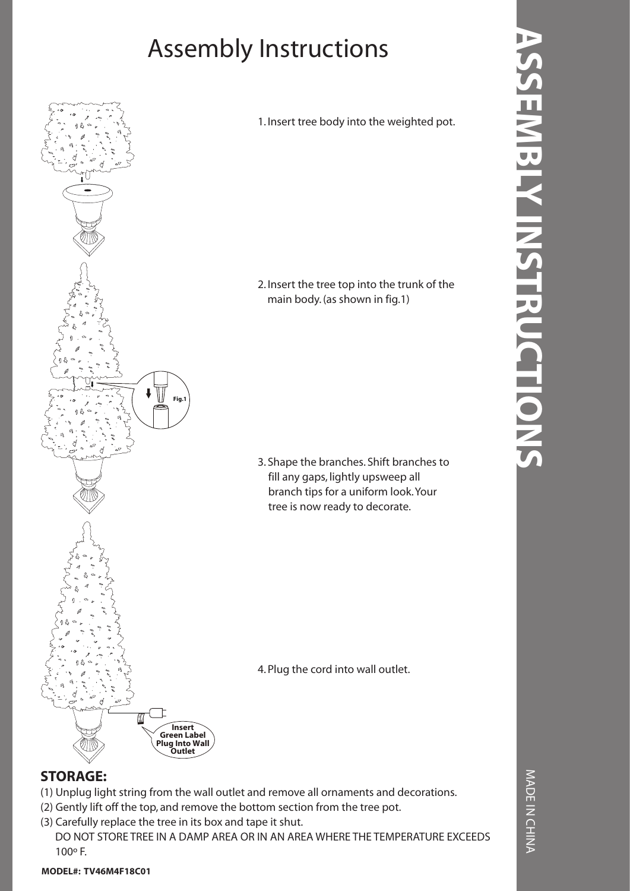# Assembly Instructions

1. Insert tree body into the weighted pot.

2. Insert the tree top into the trunk of the main body. (as shown in fig.1)

Fig.1

3. Shape the branches. Shift branches to fill any gaps, lightly upsweep all branch tips for a uniform look. Your tree is now ready to decorate.

4. Plug the cord into wall outlet.

Insert Green Label Plug Into Wall Outlet

## ASSEMBLY INSTRUCTIONS

### STORAGE:

(1) Unplug light string from the wall outlet and remove all ornaments and decorations.

(2) Gently lift off the top, and remove the bottom section from the tree pot.

(3) Carefully replace the tree in its box and tape it shut.

DO NOT STORE TREE IN A DAMP AREA OR IN AN AREA WHERE THE TEMPERATURE EXCEEDS 100º F.

**MODEL#: TV46M4F18C01**

MADE IN CHINA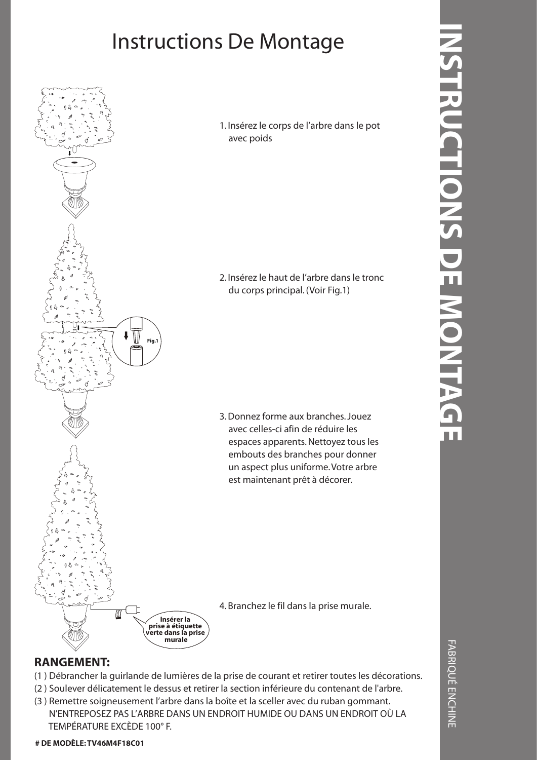# Instructions De Montage

1. Insérez le corps de l'arbre dans le pot avec poids

2. Insérez le haut de l'arbre dans le tronc du corps principal. (Voir Fig.1)

Fig.1

3. Donnez forme aux branches. Jouez avec celles-ci afin de réduire les espaces apparents. Nettoyez tous les embouts des branches pour donner un aspect plus uniforme. Votre arbre est maintenant prêt à décorer.

4. Branchez le fil dans la prise murale.

Insérer la prise à étiquette verte dans la prise murale

## RANGEMENT:

(1 ) Débrancher la guirlande de lumières de la prise de courant et retirer toutes les décorations.

(2 ) Soulever délicatement le dessus et retirer la section inférieure du contenant de l'arbre.

(3 ) Remettre soigneusement l'arbre dans la boîte et la sceller avec du ruban gommant. N'ENTREPOSEZ PAS L'ARBRE DANS UN ENDROIT HUMIDE OU DANS UN ENDROIT OÙ LA TEMPÉRATURE EXCÈDE 100° F.

**# DE MODÈLE: TV46M4F18C01**

INSTRUCTIONS DE MONTAGE

FABRIQUÉ ENCHINE